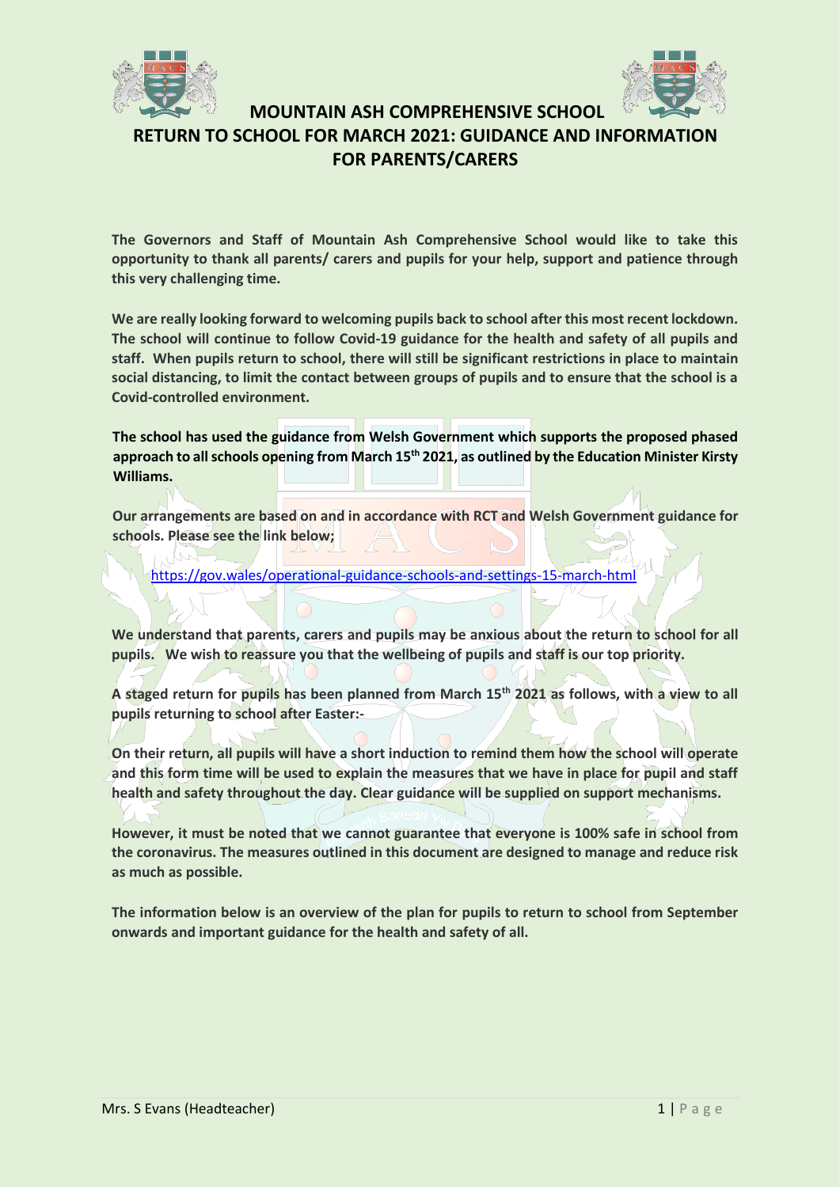# MOUNTAIN ASH COMPREHENSIVE SCHOOL

## RETURN TO SCHOOL FOR MARCH 2021: GUIDANCE AND INFORMATION FOR PARENTS/CARERS

**The Governors and Staff of Mountain Ash Comprehensive School would like to take this opportunity to thank all parents/ carers and pupils for your help, support and patience through this very challenging time.**

**We are really looking forward to welcoming pupils back to school after this most recent lockdown. The school will continue to follow Covid-19 guidance for the health and safety of all pupils and staff. When pupils return to school, there will still be significant restrictions in place to maintain social distancing, to limit the contact between groups of pupils and to ensure that the school is a Covid-controlled environment.**

**The school has used the guidance from Welsh Government which supports the proposed phased approach to all schools opening from March 15th 2021, as outlined by the Education Minister Kirsty Williams.**

**Our arrangements are based on and in accordance with RCT and Welsh Government guidance for schools. Please see the link below;**

https://gov.wales/operational-guidance-schools-and-settings-15-march-html

**We understand that parents, carers and pupils may be anxious about the return to school for all pupils. We wish to reassure you that the wellbeing of pupils and staff is our top priority.**

**A staged return for pupils has been planned from March 15th 2021 as follows, with a view to all pupils returning to school after Easter:-**

**On their return, all pupils will have a short induction to remind them how the school will operate and this form time will be used to explain the measures that we have in place for pupil and staff health and safety throughout the day. Clear guidance will be supplied on support mechanisms.**

**However, it must be noted that we cannot guarantee that everyone is 100% safe in school from the coronavirus. The measures outlined in this document are designed to manage and reduce risk as much as possible.**

**The information below is an overview of the plan for pupils to return to school from September onwards and important guidance for the health and safety of all.**

Mrs. S Evans (Headteacher)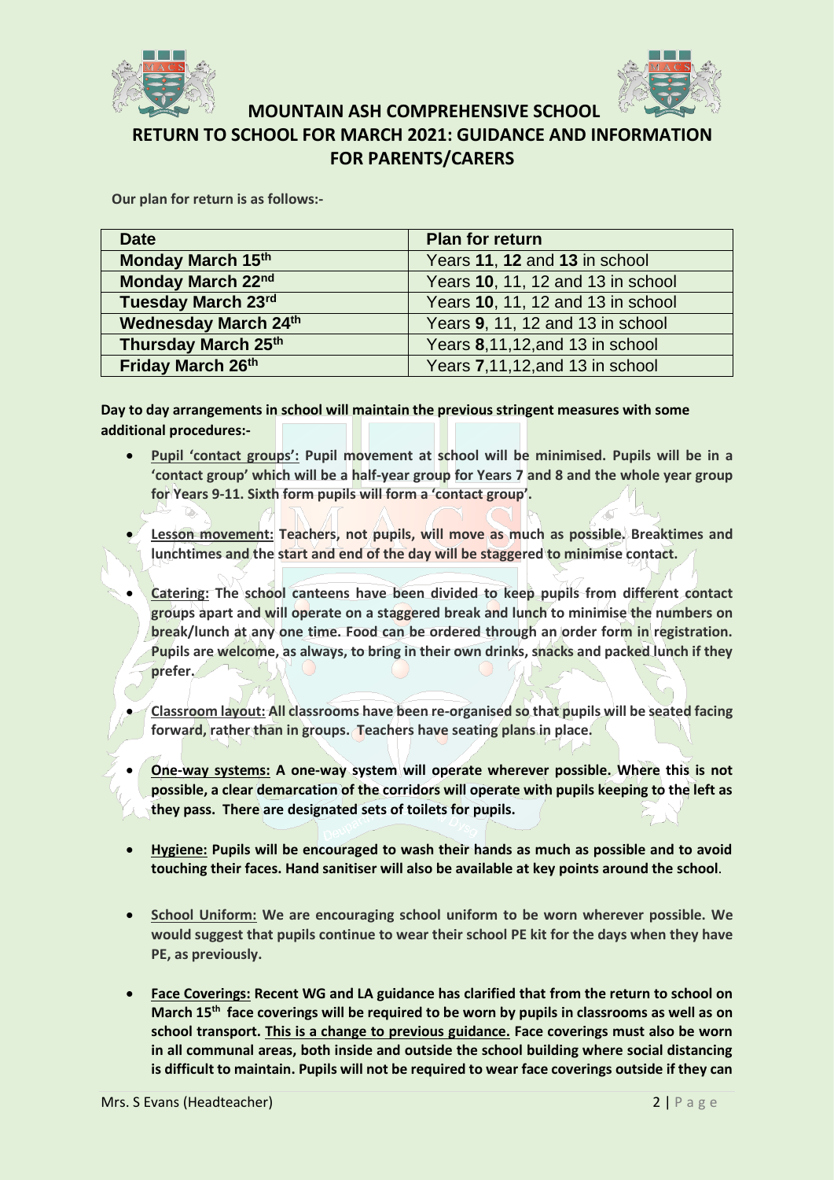# MOUNTAIN ASH COMPREHENSIVE SCHOOL

## RETURN TO SCHOOL FOR MARCH 2021: GUIDANCE AND INFORMATION FOR PARENTS/CARERS

**Our plan for return is as follows:-**

| Date | Plan for return |
| --- | --- |
| **Monday March 15th** | Years **11**, **12** and **13** in school |
| **Monday March 22nd** | Years **10**, 11, 12 and 13 in school |
| **Tuesday March 23rd** | Years **10**, 11, 12 and 13 in school |
| **Wednesday March 24th** | Years **9**, 11, 12 and 13 in school |
| **Thursday March 25th** | Years **8**,11,12,and 13 in school |
| **Friday March 26th** | Years **7**,11,12,and 13 in school |

**Day to day arrangements in school will maintain the previous stringent measures with some additional procedures:-**

- **Pupil 'contact groups': Pupil movement at school will be minimised. Pupils will be in a 'contact group' which will be a half-year group for Years 7 and 8 and the whole year group for Years 9-11. Sixth form pupils will form a 'contact group'.**
- **Lesson movement: Teachers, not pupils, will move as much as possible. Breaktimes and lunchtimes and the start and end of the day will be staggered to minimise contact.**
- **Catering: The school canteens have been divided to keep pupils from different contact groups apart and will operate on a staggered break and lunch to minimise the numbers on break/lunch at any one time. Food can be ordered through an order form in registration. Pupils are welcome, as always, to bring in their own drinks, snacks and packed lunch if they prefer.**
- **Classroom layout: All classrooms have been re-organised so that pupils will be seated facing forward, rather than in groups. Teachers have seating plans in place.**
- **One-way systems: A one-way system will operate wherever possible. Where this is not possible, a clear demarcation of the corridors will operate with pupils keeping to the left as they pass. There are designated sets of toilets for pupils.**
- **Hygiene: Pupils will be encouraged to wash their hands as much as possible and to avoid touching their faces. Hand sanitiser will also be available at key points around the school.**
- **School Uniform: We are encouraging school uniform to be worn wherever possible. We would suggest that pupils continue to wear their school PE kit for the days when they have PE, as previously.**
- **Face Coverings: Recent WG and LA guidance has clarified that from the return to school on March 15th face coverings will be required to be worn by pupils in classrooms as well as on school transport. This is a change to previous guidance. Face coverings must also be worn in all communal areas, both inside and outside the school building where social distancing is difficult to maintain. Pupils will not be required to wear face coverings outside if they can**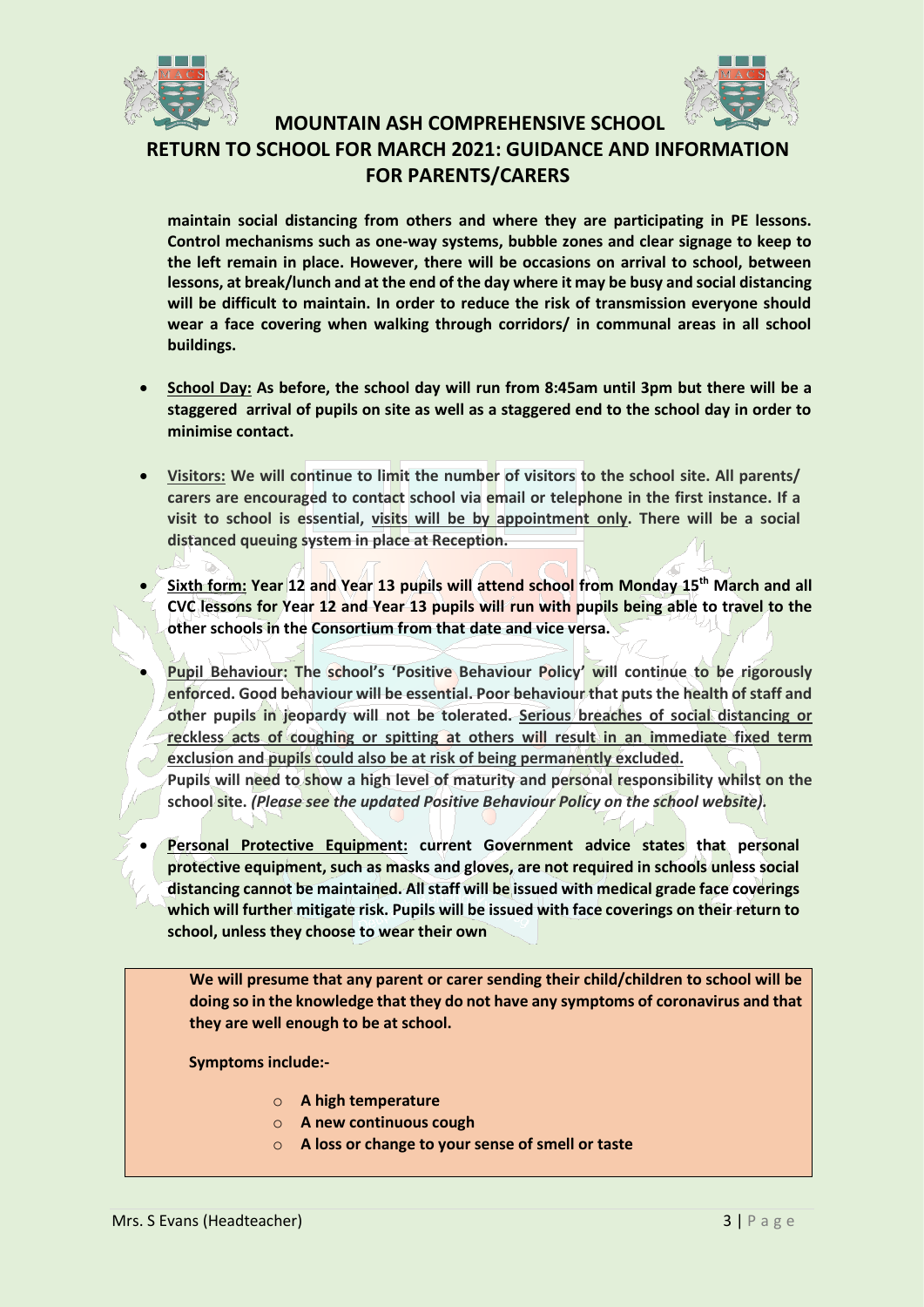**maintain social distancing from others and where they are participating in PE lessons. Control mechanisms such as one-way systems, bubble zones and clear signage to keep to the left remain in place. However, there will be occasions on arrival to school, between lessons, at break/lunch and at the end of the day where it may be busy and social distancing will be difficult to maintain. In order to reduce the risk of transmission everyone should wear a face covering when walking through corridors/ in communal areas in all school buildings.**

- **School Day: As before, the school day will run from 8:45am until 3pm but there will be a staggered arrival of pupils on site as well as a staggered end to the school day in order to minimise contact.**

- **Visitors: We will continue to limit the number of visitors to the school site. All parents/ carers are encouraged to contact school via email or telephone in the first instance. If a visit to school is essential, visits will be by appointment only. There will be a social distanced queuing system in place at Reception.**

- **Sixth form: Year 12 and Year 13 pupils will attend school from Monday 15th March and all CVC lessons for Year 12 and Year 13 pupils will run with pupils being able to travel to the other schools in the Consortium from that date and vice versa.**

- **Pupil Behaviour: The school's 'Positive Behaviour Policy' will continue to be rigorously enforced. Good behaviour will be essential. Poor behaviour that puts the health of staff and other pupils in jeopardy will not be tolerated. Serious breaches of social distancing or reckless acts of coughing or spitting at others will result in an immediate fixed term exclusion and pupils could also be at risk of being permanently excluded.**
  **Pupils will need to show a high level of maturity and personal responsibility whilst on the school site. *(Please see the updated Positive Behaviour Policy on the school website).***

- **Personal Protective Equipment: current Government advice states that personal protective equipment, such as masks and gloves, are not required in schools unless social distancing cannot be maintained. All staff will be issued with medical grade face coverings which will further mitigate risk. Pupils will be issued with face coverings on their return to school, unless they choose to wear their own**

**We will presume that any parent or carer sending their child/children to school will be doing so in the knowledge that they do not have any symptoms of coronavirus and that they are well enough to be at school.**

**Symptoms include:-**

- **A high temperature**
- **A new continuous cough**
- **A loss or change to your sense of smell or taste**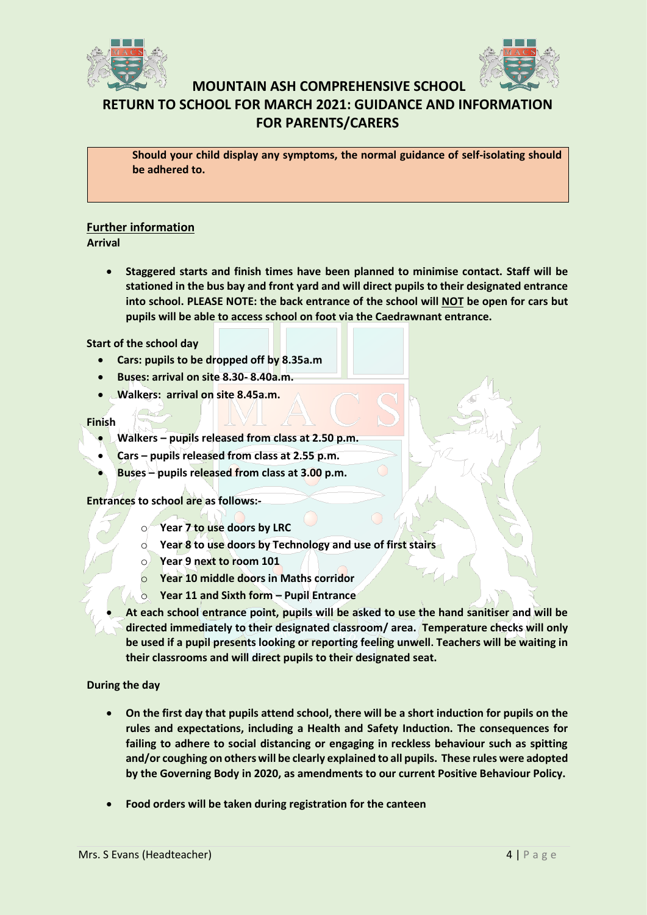# MOUNTAIN ASH COMPREHENSIVE SCHOOL

## RETURN TO SCHOOL FOR MARCH 2021: GUIDANCE AND INFORMATION FOR PARENTS/CARERS

**Should your child display any symptoms, the normal guidance of self-isolating should be adhered to.**

## Further information

**Arrival**

- **Staggered starts and finish times have been planned to minimise contact. Staff will be stationed in the bus bay and front yard and will direct pupils to their designated entrance into school. PLEASE NOTE: the back entrance of the school will NOT be open for cars but pupils will be able to access school on foot via the Caedrawnant entrance.**

**Start of the school day**

- **Cars: pupils to be dropped off by 8.35a.m**
- **Buses: arrival on site 8.30- 8.40a.m.**
- **Walkers: arrival on site 8.45a.m.**

**Finish**

- **Walkers – pupils released from class at 2.50 p.m.**
- **Cars – pupils released from class at 2.55 p.m.**
- **Buses – pupils released from class at 3.00 p.m.**

**Entrances to school are as follows:-**

- **Year 7 to use doors by LRC**
- **Year 8 to use doors by Technology and use of first stairs**
- **Year 9 next to room 101**
- **Year 10 middle doors in Maths corridor**
- **Year 11 and Sixth form – Pupil Entrance**

- **At each school entrance point, pupils will be asked to use the hand sanitiser and will be directed immediately to their designated classroom/ area. Temperature checks will only be used if a pupil presents looking or reporting feeling unwell. Teachers will be waiting in their classrooms and will direct pupils to their designated seat.**

**During the day**

- **On the first day that pupils attend school, there will be a short induction for pupils on the rules and expectations, including a Health and Safety Induction. The consequences for failing to adhere to social distancing or engaging in reckless behaviour such as spitting and/or coughing on others will be clearly explained to all pupils. These rules were adopted by the Governing Body in 2020, as amendments to our current Positive Behaviour Policy.**

- **Food orders will be taken during registration for the canteen**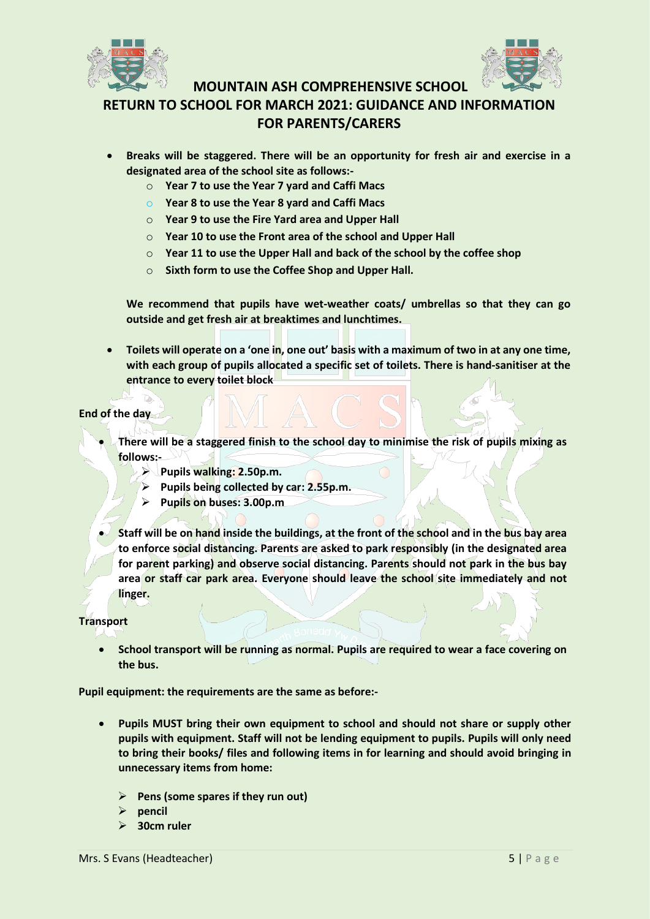- **Breaks will be staggered. There will be an opportunity for fresh air and exercise in a designated area of the school site as follows:-**
    - **Year 7 to use the Year 7 yard and Caffi Macs**
    - **Year 8 to use the Year 8 yard and Caffi Macs**
    - **Year 9 to use the Fire Yard area and Upper Hall**
    - **Year 10 to use the Front area of the school and Upper Hall**
    - **Year 11 to use the Upper Hall and back of the school by the coffee shop**
    - **Sixth form to use the Coffee Shop and Upper Hall.**

  **We recommend that pupils have wet-weather coats/ umbrellas so that they can go outside and get fresh air at breaktimes and lunchtimes.**

- **Toilets will operate on a 'one in, one out' basis with a maximum of two in at any one time, with each group of pupils allocated a specific set of toilets. There is hand-sanitiser at the entrance to every toilet block**

**End of the day**

- **There will be a staggered finish to the school day to minimise the risk of pupils mixing as follows:-**
    - **Pupils walking: 2.50p.m.**
    - **Pupils being collected by car: 2.55p.m.**
    - **Pupils on buses: 3.00p.m**
- **Staff will be on hand inside the buildings, at the front of the school and in the bus bay area to enforce social distancing. Parents are asked to park responsibly (in the designated area for parent parking) and observe social distancing. Parents should not park in the bus bay area or staff car park area. Everyone should leave the school site immediately and not linger.**

**Transport**

- **School transport will be running as normal. Pupils are required to wear a face covering on the bus.**

**Pupil equipment: the requirements are the same as before:-**

- **Pupils MUST bring their own equipment to school and should not share or supply other pupils with equipment. Staff will not be lending equipment to pupils. Pupils will only need to bring their books/ files and following items in for learning and should avoid bringing in unnecessary items from home:**
    - **Pens (some spares if they run out)**
    - **pencil**
    - **30cm ruler**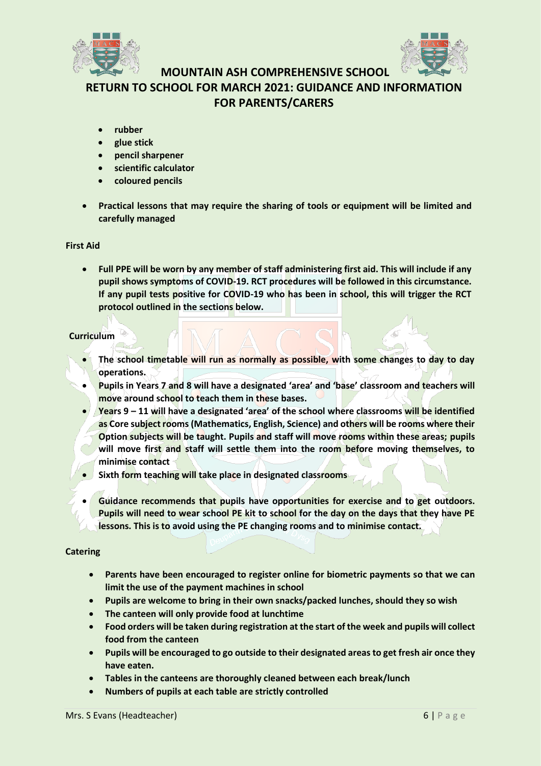- **rubber**
- **glue stick**
- **pencil sharpener**
- **scientific calculator**
- **coloured pencils**

- **Practical lessons that may require the sharing of tools or equipment will be limited and carefully managed**

**First Aid**

- **Full PPE will be worn by any member of staff administering first aid. This will include if any pupil shows symptoms of COVID-19. RCT procedures will be followed in this circumstance. If any pupil tests positive for COVID-19 who has been in school, this will trigger the RCT protocol outlined in the sections below.**

**Curriculum**

- **The school timetable will run as normally as possible, with some changes to day to day operations.**
- **Pupils in Years 7 and 8 will have a designated 'area' and 'base' classroom and teachers will move around school to teach them in these bases.**
- **Years 9 – 11 will have a designated 'area' of the school where classrooms will be identified as Core subject rooms (Mathematics, English, Science) and others will be rooms where their Option subjects will be taught. Pupils and staff will move rooms within these areas; pupils will move first and staff will settle them into the room before moving themselves, to minimise contact**
- **Sixth form teaching will take place in designated classrooms**

- **Guidance recommends that pupils have opportunities for exercise and to get outdoors. Pupils will need to wear school PE kit to school for the day on the days that they have PE lessons. This is to avoid using the PE changing rooms and to minimise contact.**

**Catering**

- **Parents have been encouraged to register online for biometric payments so that we can limit the use of the payment machines in school**
- **Pupils are welcome to bring in their own snacks/packed lunches, should they so wish**
- **The canteen will only provide food at lunchtime**
- **Food orders will be taken during registration at the start of the week and pupils will collect food from the canteen**
- **Pupils will be encouraged to go outside to their designated areas to get fresh air once they have eaten.**
- **Tables in the canteens are thoroughly cleaned between each break/lunch**
- **Numbers of pupils at each table are strictly controlled**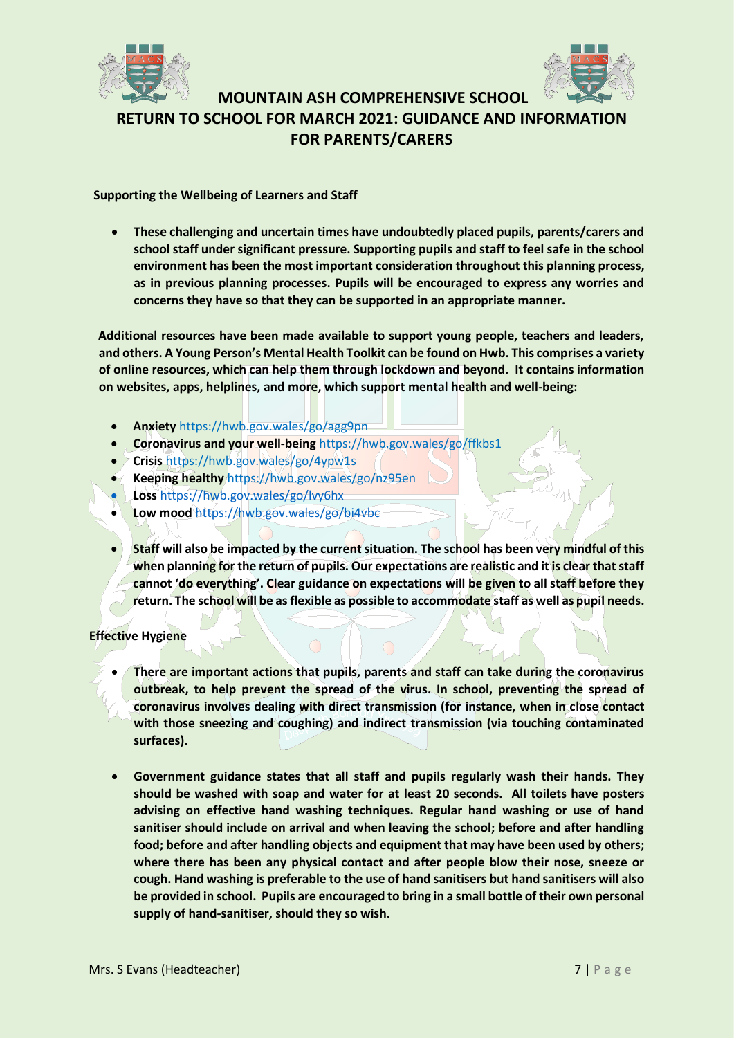# MOUNTAIN ASH COMPREHENSIVE SCHOOL

## RETURN TO SCHOOL FOR MARCH 2021: GUIDANCE AND INFORMATION FOR PARENTS/CARERS

**Supporting the Wellbeing of Learners and Staff**

- **These challenging and uncertain times have undoubtedly placed pupils, parents/carers and school staff under significant pressure. Supporting pupils and staff to feel safe in the school environment has been the most important consideration throughout this planning process, as in previous planning processes. Pupils will be encouraged to express any worries and concerns they have so that they can be supported in an appropriate manner.**

**Additional resources have been made available to support young people, teachers and leaders, and others. A Young Person's Mental Health Toolkit can be found on Hwb. This comprises a variety of online resources, which can help them through lockdown and beyond. It contains information on websites, apps, helplines, and more, which support mental health and well-being:**

- **Anxiety** https://hwb.gov.wales/go/agg9pn
- **Coronavirus and your well-being** https://hwb.gov.wales/go/ffkbs1
- **Crisis** https://hwb.gov.wales/go/4ypw1s
- **Keeping healthy** https://hwb.gov.wales/go/nz95en
- **Loss** https://hwb.gov.wales/go/lvy6hx
- **Low mood** https://hwb.gov.wales/go/bi4vbc

- **Staff will also be impacted by the current situation. The school has been very mindful of this when planning for the return of pupils. Our expectations are realistic and it is clear that staff cannot 'do everything'. Clear guidance on expectations will be given to all staff before they return. The school will be as flexible as possible to accommodate staff as well as pupil needs.**

**Effective Hygiene**

- **There are important actions that pupils, parents and staff can take during the coronavirus outbreak, to help prevent the spread of the virus. In school, preventing the spread of coronavirus involves dealing with direct transmission (for instance, when in close contact with those sneezing and coughing) and indirect transmission (via touching contaminated surfaces).**

- **Government guidance states that all staff and pupils regularly wash their hands. They should be washed with soap and water for at least 20 seconds. All toilets have posters advising on effective hand washing techniques. Regular hand washing or use of hand sanitiser should include on arrival and when leaving the school; before and after handling food; before and after handling objects and equipment that may have been used by others; where there has been any physical contact and after people blow their nose, sneeze or cough. Hand washing is preferable to the use of hand sanitisers but hand sanitisers will also be provided in school. Pupils are encouraged to bring in a small bottle of their own personal supply of hand-sanitiser, should they so wish.**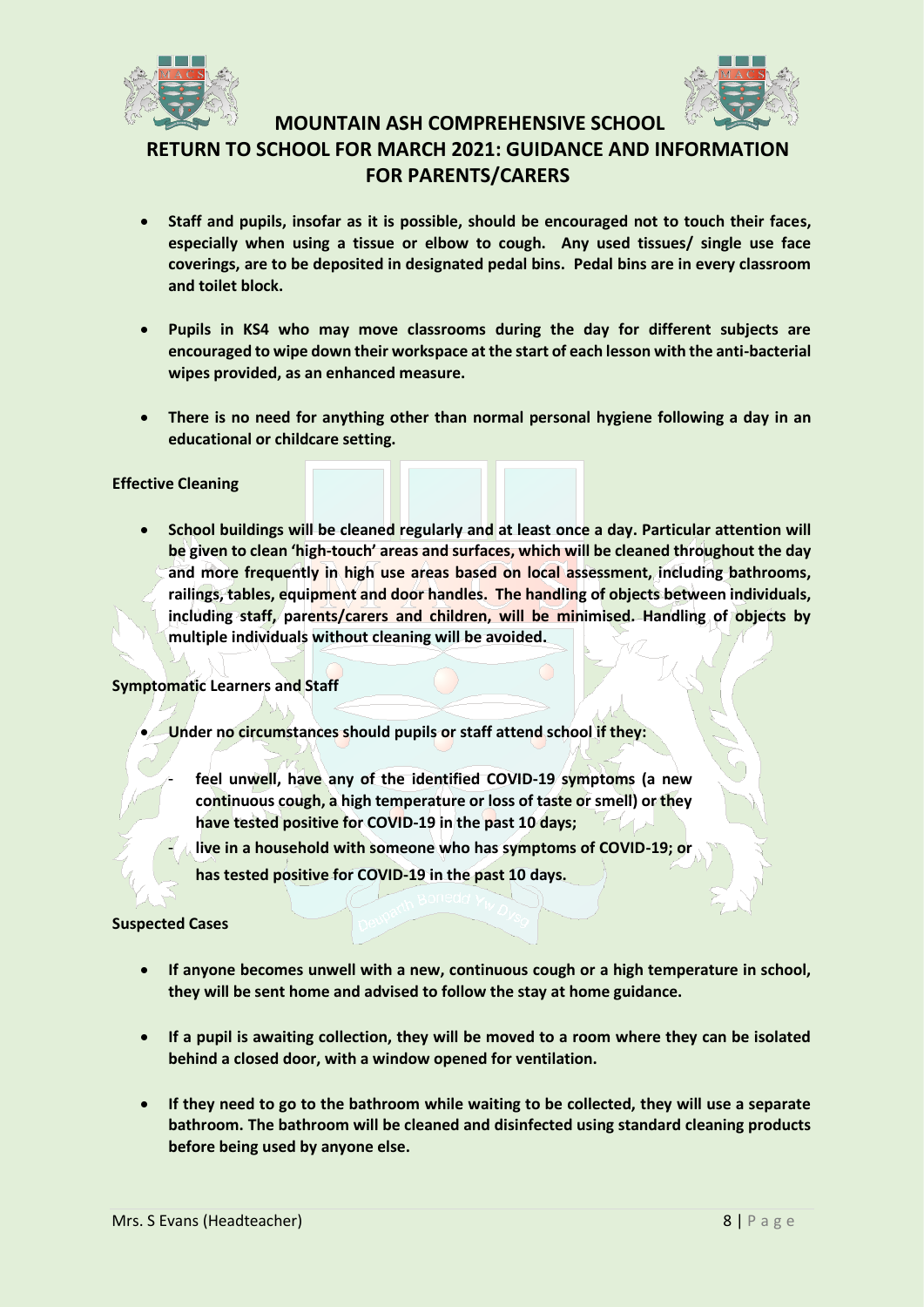- **Staff and pupils, insofar as it is possible, should be encouraged not to touch their faces, especially when using a tissue or elbow to cough. Any used tissues/ single use face coverings, are to be deposited in designated pedal bins. Pedal bins are in every classroom and toilet block.**

- **Pupils in KS4 who may move classrooms during the day for different subjects are encouraged to wipe down their workspace at the start of each lesson with the anti-bacterial wipes provided, as an enhanced measure.**

- **There is no need for anything other than normal personal hygiene following a day in an educational or childcare setting.**

**Effective Cleaning**

- **School buildings will be cleaned regularly and at least once a day. Particular attention will be given to clean 'high-touch' areas and surfaces, which will be cleaned throughout the day and more frequently in high use areas based on local assessment, including bathrooms, railings, tables, equipment and door handles. The handling of objects between individuals, including staff, parents/carers and children, will be minimised. Handling of objects by multiple individuals without cleaning will be avoided.**

**Symptomatic Learners and Staff**

- **Under no circumstances should pupils or staff attend school if they:**
  - **feel unwell, have any of the identified COVID-19 symptoms (a new continuous cough, a high temperature or loss of taste or smell) or they have tested positive for COVID-19 in the past 10 days;**
  - **live in a household with someone who has symptoms of COVID-19; or has tested positive for COVID-19 in the past 10 days.**

**Suspected Cases**

- **If anyone becomes unwell with a new, continuous cough or a high temperature in school, they will be sent home and advised to follow the stay at home guidance.**

- **If a pupil is awaiting collection, they will be moved to a room where they can be isolated behind a closed door, with a window opened for ventilation.**

- **If they need to go to the bathroom while waiting to be collected, they will use a separate bathroom. The bathroom will be cleaned and disinfected using standard cleaning products before being used by anyone else.**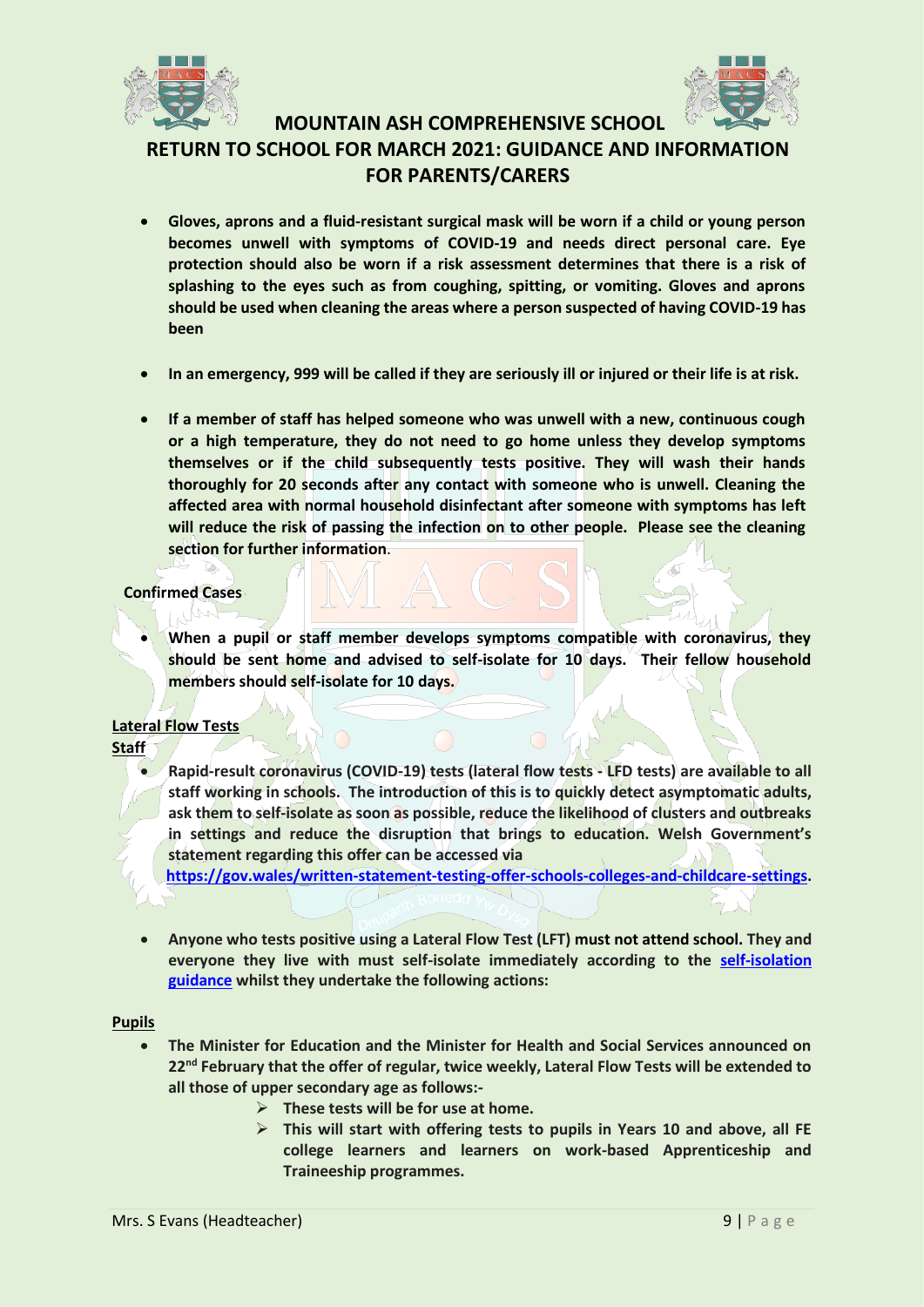# MOUNTAIN ASH COMPREHENSIVE SCHOOL

## RETURN TO SCHOOL FOR MARCH 2021: GUIDANCE AND INFORMATION FOR PARENTS/CARERS

- **Gloves, aprons and a fluid-resistant surgical mask will be worn if a child or young person becomes unwell with symptoms of COVID-19 and needs direct personal care. Eye protection should also be worn if a risk assessment determines that there is a risk of splashing to the eyes such as from coughing, spitting, or vomiting. Gloves and aprons should be used when cleaning the areas where a person suspected of having COVID-19 has been**

- **In an emergency, 999 will be called if they are seriously ill or injured or their life is at risk.**

- **If a member of staff has helped someone who was unwell with a new, continuous cough or a high temperature, they do not need to go home unless they develop symptoms themselves or if the child subsequently tests positive. They will wash their hands thoroughly for 20 seconds after any contact with someone who is unwell. Cleaning the affected area with normal household disinfectant after someone with symptoms has left will reduce the risk of passing the infection on to other people. Please see the cleaning section for further information.**

**Confirmed Cases**

- **When a pupil or staff member develops symptoms compatible with coronavirus, they should be sent home and advised to self-isolate for 10 days. Their fellow household members should self-isolate for 10 days.**

**Lateral Flow Tests**

**Staff**

- **Rapid-result coronavirus (COVID-19) tests (lateral flow tests - LFD tests) are available to all staff working in schools. The introduction of this is to quickly detect asymptomatic adults, ask them to self-isolate as soon as possible, reduce the likelihood of clusters and outbreaks in settings and reduce the disruption that brings to education. Welsh Government's statement regarding this offer can be accessed via [https://gov.wales/written-statement-testing-offer-schools-colleges-and-childcare-settings](https://gov.wales/written-statement-testing-offer-schools-colleges-and-childcare-settings).**

- **Anyone who tests positive using a Lateral Flow Test (LFT) must not attend school. They and everyone they live with must self-isolate immediately according to the self-isolation guidance whilst they undertake the following actions:**

**Pupils**

- **The Minister for Education and the Minister for Health and Social Services announced on 22nd February that the offer of regular, twice weekly, Lateral Flow Tests will be extended to all those of upper secondary age as follows:-**
  - **These tests will be for use at home.**
  - **This will start with offering tests to pupils in Years 10 and above, all FE college learners and learners on work-based Apprenticeship and Traineeship programmes.**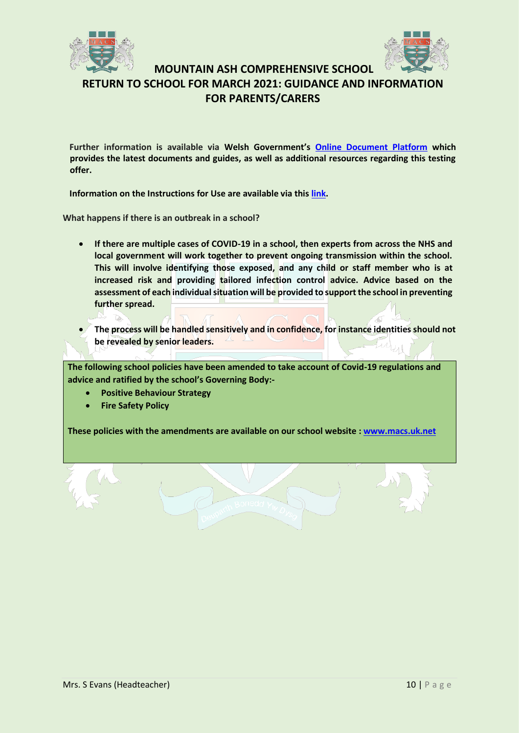# MOUNTAIN ASH COMPREHENSIVE SCHOOL

## RETURN TO SCHOOL FOR MARCH 2021: GUIDANCE AND INFORMATION FOR PARENTS/CARERS

**Further information is available via Welsh Government's [Online Document Platform](#) which provides the latest documents and guides, as well as additional resources regarding this testing offer.**

**Information on the Instructions for Use are available via this [link](#).**

**What happens if there is an outbreak in a school?**

- **If there are multiple cases of COVID-19 in a school, then experts from across the NHS and local government will work together to prevent ongoing transmission within the school. This will involve identifying those exposed, and any child or staff member who is at increased risk and providing tailored infection control advice. Advice based on the assessment of each individual situation will be provided to support the school in preventing further spread.**
- **The process will be handled sensitively and in confidence, for instance identities should not be revealed by senior leaders.**

**The following school policies have been amended to take account of Covid-19 regulations and advice and ratified by the school's Governing Body:-**

- **Positive Behaviour Strategy**
- **Fire Safety Policy**

**These policies with the amendments are available on our school website : [www.macs.uk.net](http://www.macs.uk.net)**

Mrs. S Evans (Headteacher)